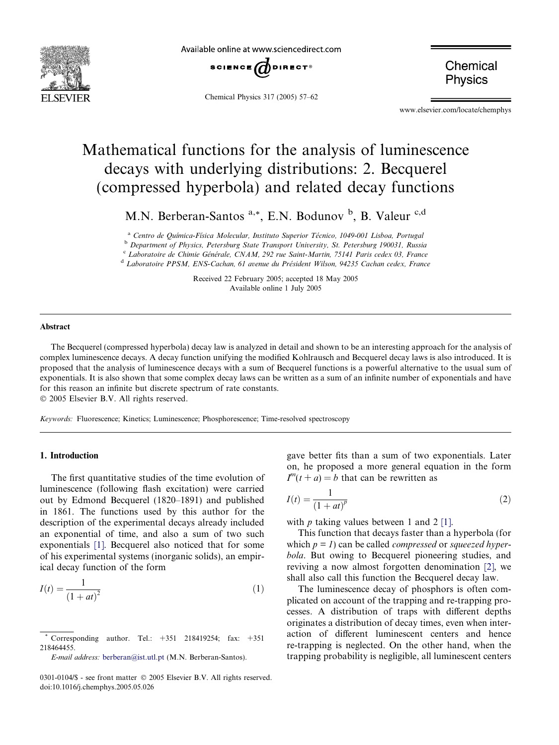# Mathematical functions for the analysis of luminescence decays with underlying distributions: 2. Becquerel (compressed hyperbola) and related decay functions

M.N. Berberan-Santos [a,*], E.N. Bodunov [b], B. Valeur [c,d]

[a] Centro de Química-Física Molecular, Instituto Superior Técnico, 1049-001 Lisboa, Portugal

[b] Department of Physics, Petersburg State Transport University, St. Petersburg 190031, Russia

[c] Laboratoire de Chimie Générale, CNAM, 292 rue Saint-Martin, 75141 Paris cedex 03, France

[d] Laboratoire PPSM, ENS-Cachan, 61 avenue du Président Wilson, 94235 Cachan cedex, France

Received 22 February 2005; accepted 18 May 2005
Available online 1 July 2005

## Abstract

The Becquerel (compressed hyperbola) decay law is analyzed in detail and shown to be an interesting approach for the analysis of complex luminescence decays. A decay function unifying the modified Kohlrausch and Becquerel decay laws is also introduced. It is proposed that the analysis of luminescence decays with a sum of Becquerel functions is a powerful alternative to the usual sum of exponentials. It is also shown that some complex decay laws can be written as a sum of an infinite number of exponentials and have for this reason an infinite but discrete spectrum of rate constants.

© 2005 Elsevier B.V. All rights reserved.

*Keywords:* Fluorescence; Kinetics; Luminescence; Phosphorescence; Time-resolved spectroscopy

## 1. Introduction

The first quantitative studies of the time evolution of luminescence (following flash excitation) were carried out by Edmond Becquerel (1820–1891) and published in 1861. The functions used by this author for the description of the experimental decays already included an exponential of time, and also a sum of two such exponentials [1]. Becquerel also noticed that for some of his experimental systems (inorganic solids), an empirical decay function of the form

$$I(t) = \frac{1}{(1+at)^2} \tag{1}$$

gave better fits than a sum of two exponentials. Later on, he proposed a more general equation in the form $I^m(t+a) = b$ that can be rewritten as

$$I(t) = \frac{1}{(1+at)^p} \tag{2}$$

with $p$ taking values between 1 and 2 [1].

This function that decays faster than a hyperbola (for which $p = 1$) can be called *compressed* or *squeezed hyperbola*. But owing to Becquerel pioneering studies, and reviving a now almost forgotten denomination [2], we shall also call this function the Becquerel decay law.

The luminescence decay of phosphors is often complicated on account of the trapping and re-trapping processes. A distribution of traps with different depths originates a distribution of decay times, even when interaction of different luminescent centers and hence re-trapping is neglected. On the other hand, when the trapping probability is negligible, all luminescent centers

---

* Corresponding author. Tel.: +351 218419254; fax: +351 218464455.

*E-mail address:* berberan@ist.utl.pt (M.N. Berberan-Santos).

0301-0104/$ - see front matter © 2005 Elsevier B.V. All rights reserved.
doi:10.1016/j.chemphys.2005.05.026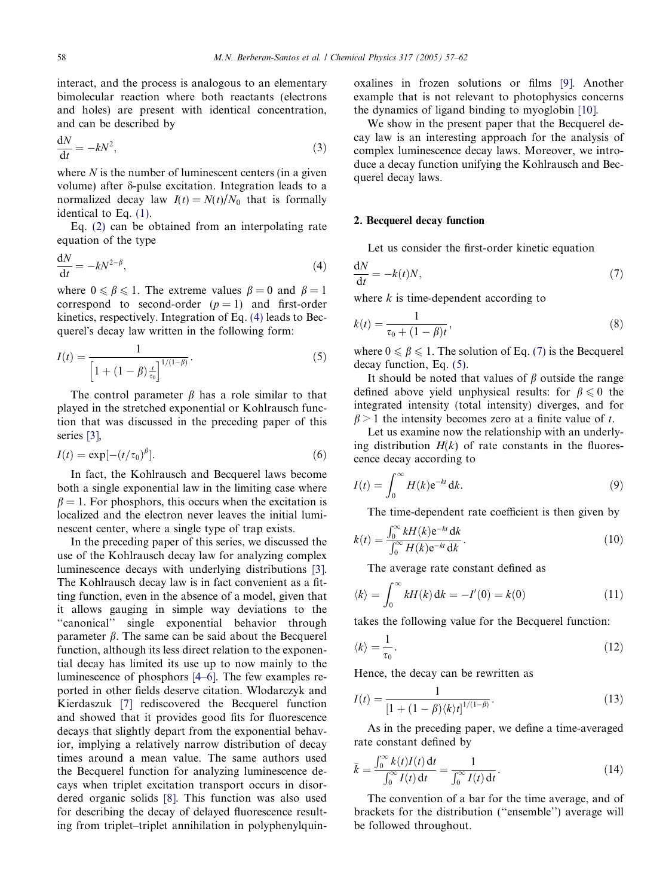interact, and the process is analogous to an elementary bimolecular reaction where both reactants (electrons and holes) are present with identical concentration, and can be described by

$$\frac{dN}{dt} = -kN^2, \tag{3}$$

where $N$ is the number of luminescent centers (in a given volume) after δ-pulse excitation. Integration leads to a normalized decay law $I(t) = N(t)/N_0$ that is formally identical to Eq. (1).

Eq. (2) can be obtained from an interpolating rate equation of the type

$$\frac{dN}{dt} = -kN^{2-\beta}, \tag{4}$$

where $0 \leqslant \beta \leqslant 1$. The extreme values $\beta = 0$ and $\beta = 1$ correspond to second-order ($p = 1$) and first-order kinetics, respectively. Integration of Eq. (4) leads to Becquerel's decay law written in the following form:

$$I(t) = \frac{1}{\left[1 + (1-\beta)\frac{t}{\tau_0}\right]^{1/(1-\beta)}}. \tag{5}$$

The control parameter $\beta$ has a role similar to that played in the stretched exponential or Kohlrausch function that was discussed in the preceding paper of this series [3],

$$I(t) = \exp[-(t/\tau_0)^\beta]. \tag{6}$$

In fact, the Kohlrausch and Becquerel laws become both a single exponential law in the limiting case where $\beta = 1$. For phosphors, this occurs when the excitation is localized and the electron never leaves the initial luminescent center, where a single type of trap exists.

In the preceding paper of this series, we discussed the use of the Kohlrausch decay law for analyzing complex luminescence decays with underlying distributions [3]. The Kohlrausch decay law is in fact convenient as a fitting function, even in the absence of a model, given that it allows gauging in simple way deviations to the "canonical" single exponential behavior through parameter $\beta$. The same can be said about the Becquerel function, although its less direct relation to the exponential decay has limited its use up to now mainly to the luminescence of phosphors [4–6]. The few examples reported in other fields deserve citation. Wlodarczyk and Kierdaszuk [7] rediscovered the Becquerel function and showed that it provides good fits for fluorescence decays that slightly depart from the exponential behavior, implying a relatively narrow distribution of decay times around a mean value. The same authors used the Becquerel function for analyzing luminescence decays when triplet excitation transport occurs in disordered organic solids [8]. This function was also used for describing the decay of delayed fluorescence resulting from triplet–triplet annihilation in polyphenylquinoxalines in frozen solutions or films [9]. Another example that is not relevant to photophysics concerns the dynamics of ligand binding to myoglobin [10].

We show in the present paper that the Becquerel decay law is an interesting approach for the analysis of complex luminescence decay laws. Moreover, we introduce a decay function unifying the Kohlrausch and Becquerel decay laws.

## 2. Becquerel decay function

Let us consider the first-order kinetic equation

$$\frac{dN}{dt} = -k(t)N, \tag{7}$$

where $k$ is time-dependent according to

$$k(t) = \frac{1}{\tau_0 + (1-\beta)t}, \tag{8}$$

where $0 \leqslant \beta \leqslant 1$. The solution of Eq. (7) is the Becquerel decay function, Eq. (5).

It should be noted that values of $\beta$ outside the range defined above yield unphysical results: for $\beta \leqslant 0$ the integrated intensity (total intensity) diverges, and for $\beta > 1$ the intensity becomes zero at a finite value of $t$.

Let us examine now the relationship with an underlying distribution $H(k)$ of rate constants in the fluorescence decay according to

$$I(t) = \int_0^\infty H(k)e^{-kt}\,dk. \tag{9}$$

The time-dependent rate coefficient is then given by

$$k(t) = \frac{\int_0^\infty kH(k)e^{-kt}\,dk}{\int_0^\infty H(k)e^{-kt}\,dk}. \tag{10}$$

The average rate constant defined as

$$\langle k \rangle = \int_0^\infty kH(k)\,dk = -I'(0) = k(0) \tag{11}$$

takes the following value for the Becquerel function:

$$\langle k \rangle = \frac{1}{\tau_0}. \tag{12}$$

Hence, the decay can be rewritten as

$$I(t) = \frac{1}{[1 + (1-\beta)\langle k \rangle t]^{1/(1-\beta)}}. \tag{13}$$

As in the preceding paper, we define a time-averaged rate constant defined by

$$\bar{k} = \frac{\int_0^\infty k(t)I(t)\,dt}{\int_0^\infty I(t)\,dt} = \frac{1}{\int_0^\infty I(t)\,dt}. \tag{14}$$

The convention of a bar for the time average, and of brackets for the distribution ("ensemble") average will be followed throughout.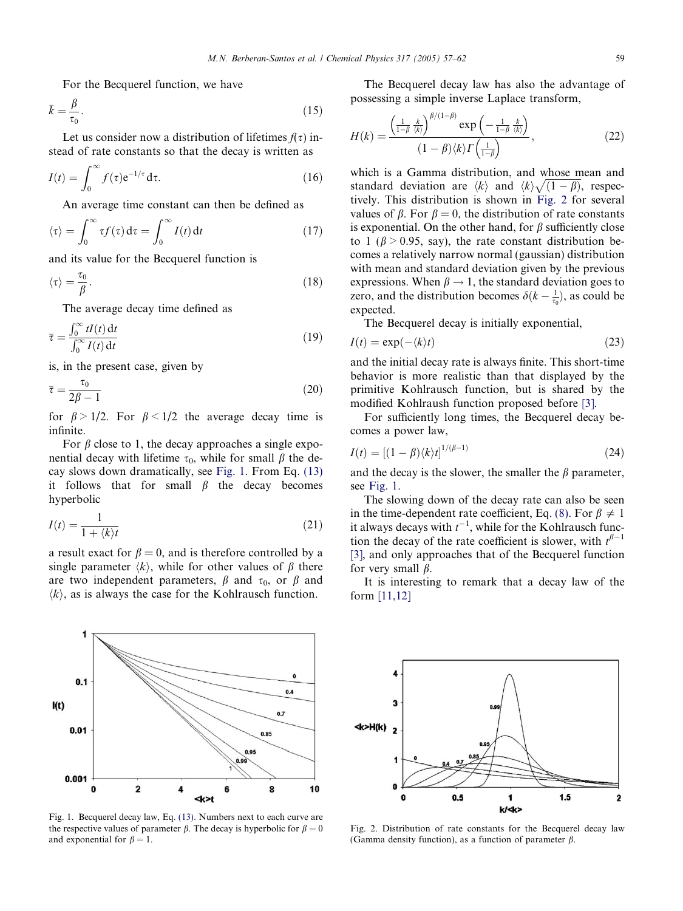For the Becquerel function, we have

$$\bar{k} = \frac{\beta}{\tau_0}. \tag{15}$$

Let us consider now a distribution of lifetimes $f(\tau)$ instead of rate constants so that the decay is written as

$$I(t) = \int_0^\infty f(\tau) e^{-1/\tau} d\tau. \tag{16}$$

An average time constant can then be defined as

$$\langle \tau \rangle = \int_0^\infty \tau f(\tau) d\tau = \int_0^\infty I(t) dt \tag{17}$$

and its value for the Becquerel function is

$$\langle \tau \rangle = \frac{\tau_0}{\beta}. \tag{18}$$

The average decay time defined as

$$\bar{\tau} = \frac{\int_0^\infty t I(t) dt}{\int_0^\infty I(t) dt} \tag{19}$$

is, in the present case, given by

$$\bar{\tau} = \frac{\tau_0}{2\beta - 1} \tag{20}$$

for $\beta > 1/2$. For $\beta < 1/2$ the average decay time is infinite.

For $\beta$ close to 1, the decay approaches a single exponential decay with lifetime $\tau_0$, while for small $\beta$ the decay slows down dramatically, see Fig. 1. From Eq. (13) it follows that for small $\beta$ the decay becomes hyperbolic

$$I(t) = \frac{1}{1 + \langle k \rangle t} \tag{21}$$

a result exact for $\beta = 0$, and is therefore controlled by a single parameter $\langle k \rangle$, while for other values of $\beta$ there are two independent parameters, $\beta$ and $\tau_0$, or $\beta$ and $\langle k \rangle$, as is always the case for the Kohlrausch function.

The Becquerel decay law has also the advantage of possessing a simple inverse Laplace transform,

$$H(k) = \frac{\left(\frac{1}{1-\beta} \frac{k}{\langle k \rangle}\right)^{\beta/(1-\beta)} \exp\left(-\frac{1}{1-\beta} \frac{k}{\langle k \rangle}\right)}{(1-\beta)\langle k \rangle \Gamma\left(\frac{1}{1-\beta}\right)}, \tag{22}$$

which is a Gamma distribution, and whose mean and standard deviation are $\langle k \rangle$ and $\langle k \rangle \sqrt{(1-\beta)}$, respectively. This distribution is shown in Fig. 2 for several values of $\beta$. For $\beta = 0$, the distribution of rate constants is exponential. On the other hand, for $\beta$ sufficiently close to 1 ($\beta > 0.95$, say), the rate constant distribution becomes a relatively narrow normal (gaussian) distribution with mean and standard deviation given by the previous expressions. When $\beta \to 1$, the standard deviation goes to zero, and the distribution becomes $\delta(k - \frac{1}{\tau_0})$, as could be expected.

The Becquerel decay is initially exponential,

$$I(t) = \exp(-\langle k \rangle t) \tag{23}$$

and the initial decay rate is always finite. This short-time behavior is more realistic than that displayed by the primitive Kohlrausch function, but is shared by the modified Kohlraush function proposed before [3].

For sufficiently long times, the Becquerel decay becomes a power law,

$$I(t) = [(1-\beta)\langle k \rangle t]^{1/(\beta-1)} \tag{24}$$

and the decay is the slower, the smaller the $\beta$ parameter, see Fig. 1.

The slowing down of the decay rate can also be seen in the time-dependent rate coefficient, Eq. (8). For $\beta \neq 1$ it always decays with $t^{-1}$, while for the Kohlrausch function the decay of the rate coefficient is slower, with $t^{\beta-1}$ [3], and only approaches that of the Becquerel function for very small $\beta$.

It is interesting to remark that a decay law of the form [11,12]

Fig. 1. Becquerel decay law, Eq. (13). Numbers next to each curve are the respective values of parameter $\beta$. The decay is hyperbolic for $\beta = 0$ and exponential for $\beta = 1$.

Fig. 2. Distribution of rate constants for the Becquerel decay law (Gamma density function), as a function of parameter $\beta$.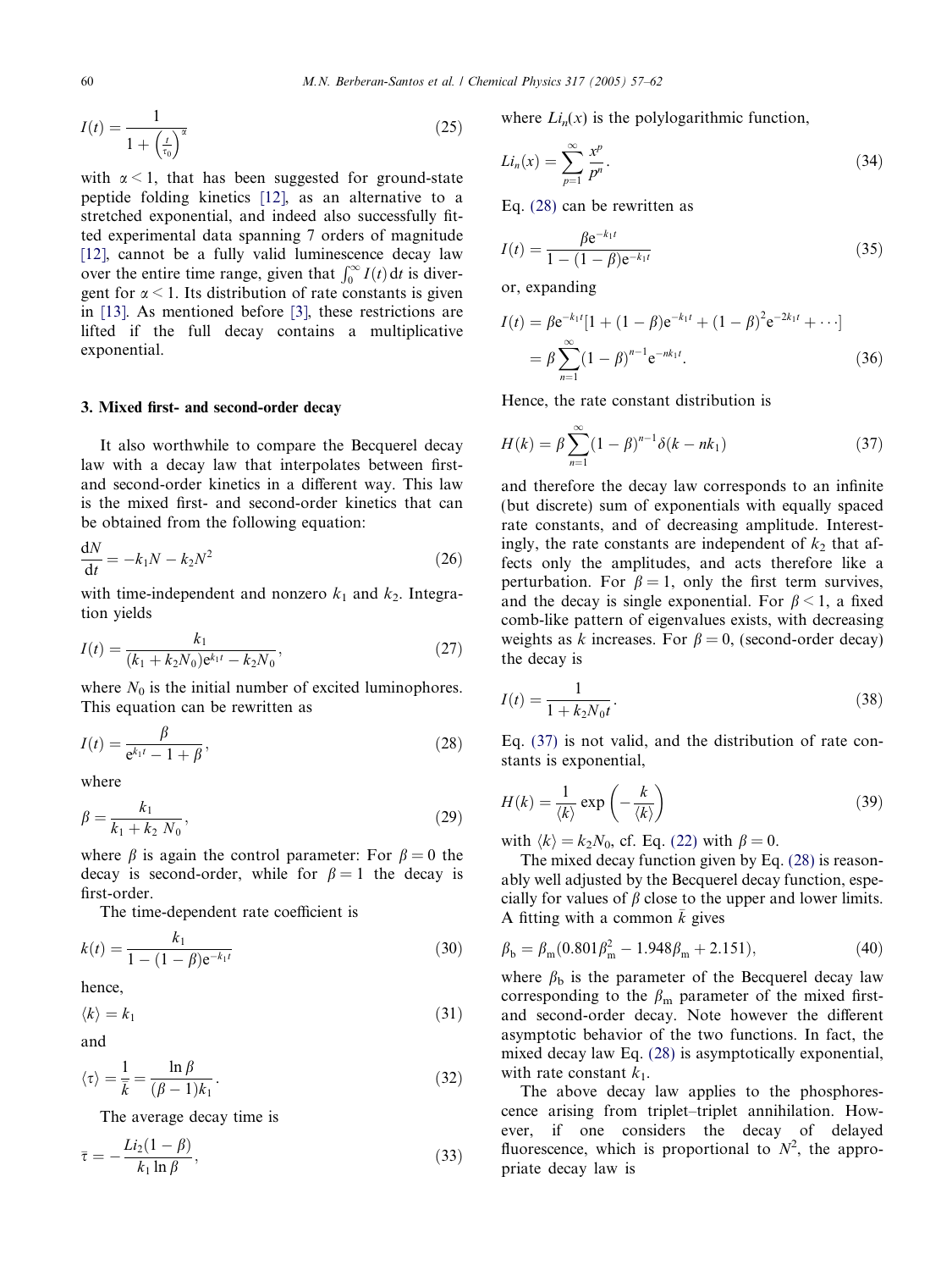$$I(t) = \frac{1}{1 + \left(\frac{t}{\tau_0}\right)^{\alpha}} \tag{25}$$

with $\alpha < 1$, that has been suggested for ground-state peptide folding kinetics [12], as an alternative to a stretched exponential, and indeed also successfully fitted experimental data spanning 7 orders of magnitude [12], cannot be a fully valid luminescence decay law over the entire time range, given that $\int_0^{\infty} I(t)\,\mathrm{d}t$ is divergent for $\alpha < 1$. Its distribution of rate constants is given in [13]. As mentioned before [3], these restrictions are lifted if the full decay contains a multiplicative exponential.

## 3. Mixed first- and second-order decay

It also worthwhile to compare the Becquerel decay law with a decay law that interpolates between first- and second-order kinetics in a different way. This law is the mixed first- and second-order kinetics that can be obtained from the following equation:

$$\frac{\mathrm{d}N}{\mathrm{d}t} = -k_1 N - k_2 N^2 \tag{26}$$

with time-independent and nonzero $k_1$ and $k_2$. Integration yields

$$I(t) = \frac{k_1}{(k_1 + k_2 N_0)\mathrm{e}^{k_1 t} - k_2 N_0}, \tag{27}$$

where $N_0$ is the initial number of excited luminophores. This equation can be rewritten as

$$I(t) = \frac{\beta}{\mathrm{e}^{k_1 t} - 1 + \beta}, \tag{28}$$

where

$$\beta = \frac{k_1}{k_1 + k_2\, N_0}, \tag{29}$$

where $\beta$ is again the control parameter: For $\beta = 0$ the decay is second-order, while for $\beta = 1$ the decay is first-order.

The time-dependent rate coefficient is

$$k(t) = \frac{k_1}{1 - (1-\beta)\mathrm{e}^{-k_1 t}} \tag{30}$$

hence,

$$\langle k \rangle = k_1 \tag{31}$$

and

$$\langle \tau \rangle = \frac{1}{\bar{k}} = \frac{\ln \beta}{(\beta - 1)k_1}. \tag{32}$$

The average decay time is

$$\bar{\tau} = -\frac{Li_2(1-\beta)}{k_1 \ln \beta}, \tag{33}$$

where $Li_n(x)$ is the polylogarithmic function,

$$Li_n(x) = \sum_{p=1}^{\infty} \frac{x^p}{p^n}. \tag{34}$$

Eq. (28) can be rewritten as

$$I(t) = \frac{\beta \mathrm{e}^{-k_1 t}}{1 - (1-\beta)\mathrm{e}^{-k_1 t}} \tag{35}$$

or, expanding

$$\begin{aligned} I(t) &= \beta \mathrm{e}^{-k_1 t}[1 + (1-\beta)\mathrm{e}^{-k_1 t} + (1-\beta)^2 \mathrm{e}^{-2k_1 t} + \cdots] \\ &= \beta \sum_{n=1}^{\infty} (1-\beta)^{n-1} \mathrm{e}^{-n k_1 t}. \end{aligned} \tag{36}$$

Hence, the rate constant distribution is

$$H(k) = \beta \sum_{n=1}^{\infty} (1-\beta)^{n-1} \delta(k - n k_1) \tag{37}$$

and therefore the decay law corresponds to an infinite (but discrete) sum of exponentials with equally spaced rate constants, and of decreasing amplitude. Interestingly, the rate constants are independent of $k_2$ that affects only the amplitudes, and acts therefore like a perturbation. For $\beta = 1$, only the first term survives, and the decay is single exponential. For $\beta < 1$, a fixed comb-like pattern of eigenvalues exists, with decreasing weights as $k$ increases. For $\beta = 0$, (second-order decay) the decay is

$$I(t) = \frac{1}{1 + k_2 N_0 t}. \tag{38}$$

Eq. (37) is not valid, and the distribution of rate constants is exponential,

$$H(k) = \frac{1}{\langle k \rangle} \exp\left(-\frac{k}{\langle k \rangle}\right) \tag{39}$$

with $\langle k \rangle = k_2 N_0$, cf. Eq. (22) with $\beta = 0$.

The mixed decay function given by Eq. (28) is reasonably well adjusted by the Becquerel decay function, especially for values of $\beta$ close to the upper and lower limits. A fitting with a common $\bar{k}$ gives

$$\beta_{\mathrm{b}} = \beta_{\mathrm{m}}(0.801\beta_{\mathrm{m}}^2 - 1.948\beta_{\mathrm{m}} + 2.151), \tag{40}$$

where $\beta_{\mathrm{b}}$ is the parameter of the Becquerel decay law corresponding to the $\beta_{\mathrm{m}}$ parameter of the mixed first- and second-order decay. Note however the different asymptotic behavior of the two functions. In fact, the mixed decay law Eq. (28) is asymptotically exponential, with rate constant $k_1$.

The above decay law applies to the phosphorescence arising from triplet–triplet annihilation. However, if one considers the decay of delayed fluorescence, which is proportional to $N^2$, the appropriate decay law is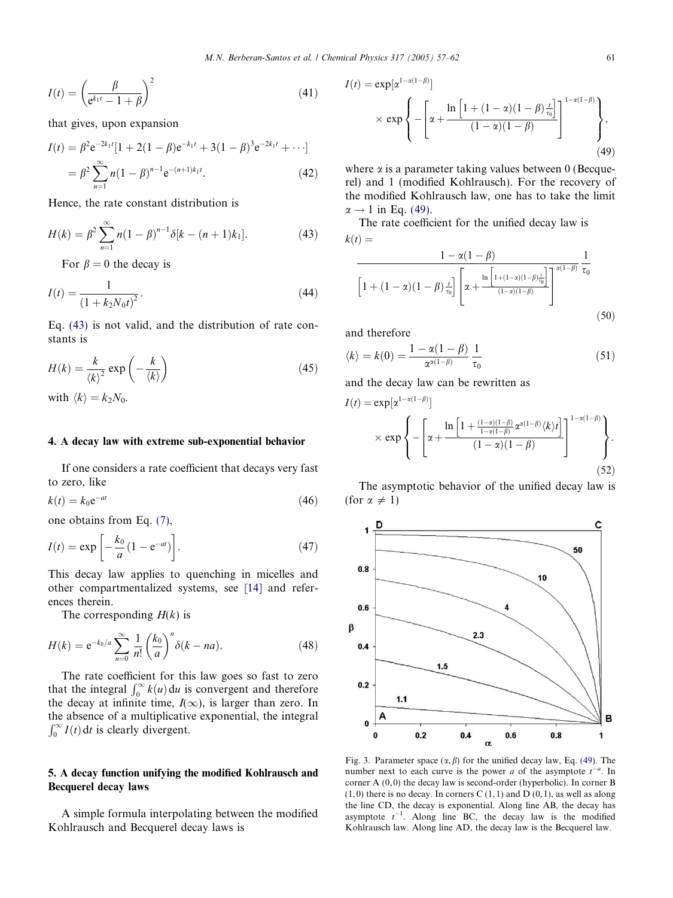$$I(t) = \left(\frac{\beta}{e^{k_1 t} - 1 + \beta}\right)^2 \tag{41}$$

that gives, upon expansion

$$I(t) = \beta^2 e^{-2k_1 t}[1 + 2(1-\beta)e^{-k_1 t} + 3(1-\beta)^3 e^{-2k_1 t} + \cdots]$$
$$= \beta^2 \sum_{n=1}^{\infty} n(1-\beta)^{n-1} e^{-(n+1)k_1 t}. \tag{42}$$

Hence, the rate constant distribution is

$$H(k) = \beta^2 \sum_{n=1}^{\infty} n(1-\beta)^{n-1} \delta[k - (n+1)k_1]. \tag{43}$$

For $\beta = 0$ the decay is

$$I(t) = \frac{1}{(1 + k_2 N_0 t)^2}. \tag{44}$$

Eq. (43) is not valid, and the distribution of rate constants is

$$H(k) = \frac{k}{\langle k \rangle^2} \exp\left(-\frac{k}{\langle k \rangle}\right) \tag{45}$$

with $\langle k \rangle = k_2 N_0$.

## 4. A decay law with extreme sub-exponential behavior

If one considers a rate coefficient that decays very fast to zero, like

$$k(t) = k_0 e^{-at} \tag{46}$$

one obtains from Eq. (7),

$$I(t) = \exp\left[-\frac{k_0}{a}(1 - e^{-at})\right]. \tag{47}$$

This decay law applies to quenching in micelles and other compartmentalized systems, see [14] and references therein.

The corresponding $H(k)$ is

$$H(k) = e^{-k_0/a} \sum_{n=0}^{\infty} \frac{1}{n!}\left(\frac{k_0}{a}\right)^n \delta(k - na). \tag{48}$$

The rate coefficient for this law goes so fast to zero that the integral $\int_0^\infty k(u)\,du$ is convergent and therefore the decay at infinite time, $I(\infty)$, is larger than zero. In the absence of a multiplicative exponential, the integral $\int_0^\infty I(t)\,dt$ is clearly divergent.

## 5. A decay function unifying the modified Kohlrausch and Becquerel decay laws

A simple formula interpolating between the modified Kohlrausch and Becquerel decay laws is

$$I(t) = \exp[\alpha^{1-\alpha(1-\beta)}] \times \exp\left\{-\left[\alpha + \frac{\ln\left[1 + (1-\alpha)(1-\beta)\frac{t}{\tau_0}\right]}{(1-\alpha)(1-\beta)}\right]^{1-\alpha(1-\beta)}\right\}, \tag{49}$$

where $\alpha$ is a parameter taking values between 0 (Becquerel) and 1 (modified Kohlrausch). For the recovery of the modified Kohlrausch law, one has to take the limit $\alpha \to 1$ in Eq. (49).

The rate coefficient for the unified decay law is

$$k(t) = \frac{1 - \alpha(1-\beta)}{\left[1 + (1-\alpha)(1-\beta)\frac{t}{\tau_0}\right]\left[\alpha + \frac{\ln\left[1 + (1-\alpha)(1-\beta)\frac{t}{\tau_0}\right]}{(1-\alpha)(1-\beta)}\right]^{\alpha(1-\beta)}} \frac{1}{\tau_0} \tag{50}$$

and therefore

$$\langle k \rangle = k(0) = \frac{1 - \alpha(1-\beta)}{\alpha^{\alpha(1-\beta)}} \frac{1}{\tau_0} \tag{51}$$

and the decay law can be rewritten as

$$I(t) = \exp[\alpha^{1-\alpha(1-\beta)}] \times \exp\left\{-\left[\alpha + \frac{\ln\left[1 + \frac{(1-\alpha)(1-\beta)}{1-\alpha(1-\beta)}\alpha^{\alpha(1-\beta)}\langle k \rangle t\right]}{(1-\alpha)(1-\beta)}\right]^{1-\alpha(1-\beta)}\right\}. \tag{52}$$

The asymptotic behavior of the unified decay law is (for $\alpha \neq 1$)

Fig. 3. Parameter space $(\alpha, \beta)$ for the unified decay law, Eq. (49). The number next to each curve is the power $a$ of the asymptote $t^{-a}$. In corner A (0,0) the decay law is second-order (hyperbolic). In corner B (1,0) there is no decay. In corners C (1,1) and D (0,1), as well as along the line CD, the decay is exponential. Along line AB, the decay has asymptote $t^{-1}$. Along line BC, the decay law is the modified Kohlrausch law. Along line AD, the decay law is the Becquerel law.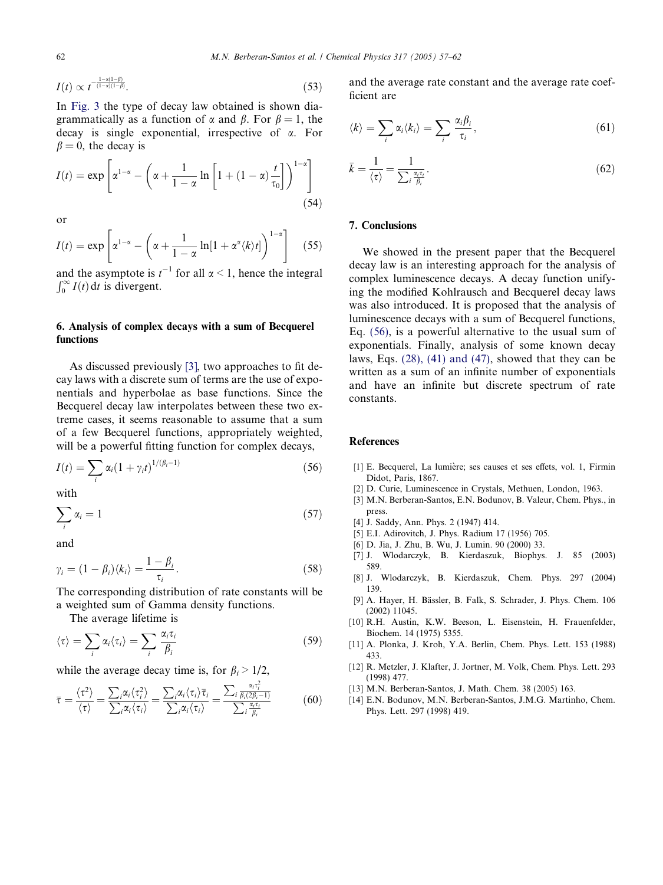$$I(t) \propto t^{-\frac{1-\alpha(1-\beta)}{(1-\alpha)(1-\beta)}}. \tag{53}$$

In Fig. 3 the type of decay law obtained is shown diagrammatically as a function of $\alpha$ and $\beta$. For $\beta = 1$, the decay is single exponential, irrespective of $\alpha$. For $\beta = 0$, the decay is

$$I(t) = \exp\left[\alpha^{1-\alpha} - \left(\alpha + \frac{1}{1-\alpha}\ln\left[1 + (1-\alpha)\frac{t}{\tau_0}\right]\right)^{1-\alpha}\right] \tag{54}$$

or

$$I(t) = \exp\left[\alpha^{1-\alpha} - \left(\alpha + \frac{1}{1-\alpha}\ln[1 + \alpha^{\alpha}\langle k\rangle t]\right)^{1-\alpha}\right] \tag{55}$$

and the asymptote is $t^{-1}$ for all $\alpha < 1$, hence the integral $\int_0^\infty I(t)\,\mathrm{d}t$ is divergent.

## 6. Analysis of complex decays with a sum of Becquerel functions

As discussed previously [3], two approaches to fit decay laws with a discrete sum of terms are the use of exponentials and hyperbolae as base functions. Since the Becquerel decay law interpolates between these two extreme cases, it seems reasonable to assume that a sum of a few Becquerel functions, appropriately weighted, will be a powerful fitting function for complex decays,

$$I(t) = \sum_i \alpha_i (1 + \gamma_i t)^{1/(\beta_i - 1)} \tag{56}$$

with

$$\sum_i \alpha_i = 1 \tag{57}$$

and

$$\gamma_i = (1 - \beta_i)\langle k_i\rangle = \frac{1-\beta_i}{\tau_i}. \tag{58}$$

The corresponding distribution of rate constants will be a weighted sum of Gamma density functions.

The average lifetime is

$$\langle\tau\rangle = \sum_i \alpha_i \langle\tau_i\rangle = \sum_i \frac{\alpha_i \tau_i}{\beta_i} \tag{59}$$

while the average decay time is, for $\beta_i > 1/2$,

$$\bar{\tau} = \frac{\langle\tau^2\rangle}{\langle\tau\rangle} = \frac{\sum_i \alpha_i \langle\tau_i^2\rangle}{\sum_i \alpha_i \langle\tau_i\rangle} = \frac{\sum_i \alpha_i \langle\tau_i\rangle \bar{\tau}_i}{\sum_i \alpha_i \langle\tau_i\rangle} = \frac{\sum_i \frac{\alpha_i \tau_i^2}{\beta_i(2\beta_i - 1)}}{\sum_i \frac{\alpha_i \tau_i}{\beta_i}} \tag{60}$$

and the average rate constant and the average rate coefficient are

$$\langle k\rangle = \sum_i \alpha_i \langle k_i\rangle = \sum_i \frac{\alpha_i \beta_i}{\tau_i}, \tag{61}$$

$$\bar{k} = \frac{1}{\langle\tau\rangle} = \frac{1}{\sum_i \frac{\alpha_i \tau_i}{\beta_i}}. \tag{62}$$

## 7. Conclusions

We showed in the present paper that the Becquerel decay law is an interesting approach for the analysis of complex luminescence decays. A decay function unifying the modified Kohlrausch and Becquerel decay laws was also introduced. It is proposed that the analysis of luminescence decays with a sum of Becquerel functions, Eq. (56), is a powerful alternative to the usual sum of exponentials. Finally, analysis of some known decay laws, Eqs. (28), (41) and (47), showed that they can be written as a sum of an infinite number of exponentials and have an infinite but discrete spectrum of rate constants.

## References

[1] E. Becquerel, La lumière; ses causes et ses effets, vol. 1, Firmin Didot, Paris, 1867.
[2] D. Curie, Luminescence in Crystals, Methuen, London, 1963.
[3] M.N. Berberan-Santos, E.N. Bodunov, B. Valeur, Chem. Phys., in press.
[4] J. Saddy, Ann. Phys. 2 (1947) 414.
[5] E.I. Adirovitch, J. Phys. Radium 17 (1956) 705.
[6] D. Jia, J. Zhu, B. Wu, J. Lumin. 90 (2000) 33.
[7] J. Wlodarczyk, B. Kierdaszuk, Biophys. J. 85 (2003) 589.
[8] J. Wlodarczyk, B. Kierdaszuk, Chem. Phys. 297 (2004) 139.
[9] A. Hayer, H. Bässler, B. Falk, S. Schrader, J. Phys. Chem. 106 (2002) 11045.
[10] R.H. Austin, K.W. Beeson, L. Eisenstein, H. Frauenfelder, Biochem. 14 (1975) 5355.
[11] A. Plonka, J. Kroh, Y.A. Berlin, Chem. Phys. Lett. 153 (1988) 433.
[12] R. Metzler, J. Klafter, J. Jortner, M. Volk, Chem. Phys. Lett. 293 (1998) 477.
[13] M.N. Berberan-Santos, J. Math. Chem. 38 (2005) 163.
[14] E.N. Bodunov, M.N. Berberan-Santos, J.M.G. Martinho, Chem. Phys. Lett. 297 (1998) 419.